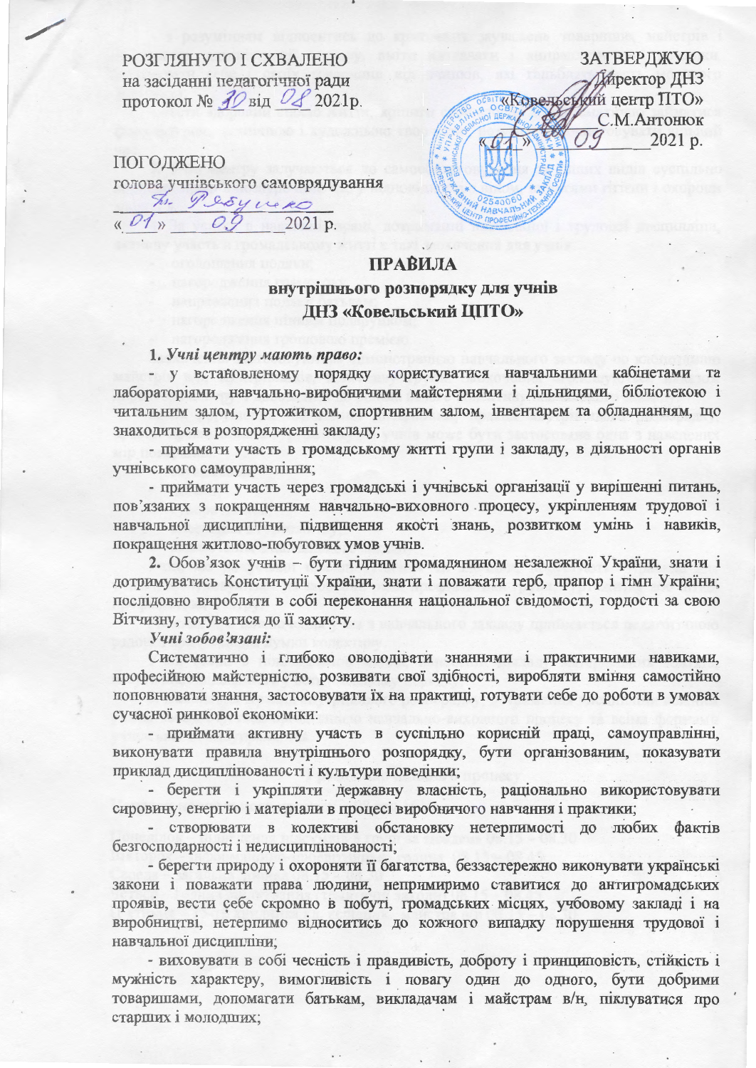РОЗГЛЯНУТО І СХВАЛЕНО
на засіданні педагогічної ради
протокол № 10 від 08 2021р.

ЗАТВЕРДЖУЮ
Директор ДНЗ
«Ковельський центр ПТО»
_______ С.М.Антонюк
«01» 09 2021 р.

ПОГОДЖЕНО
голова учнівського самоврядування
_______________
«01» 09 2021 р.

# ПРАВИЛА
## внутрішнього розпорядку для учнів ДНЗ «Ковельський ЦПТО»

1. *Учні центру мають право:*

- у встановленому порядку користуватися навчальними кабінетами та лабораторіями, навчально-виробничими майстернями і дільницями, бібліотекою і читальним залом, гуртожитком, спортивним залом, інвентарем та обладнанням, що знаходиться в розпорядженні закладу;
- приймати участь в громадському житті групи і закладу, в діяльності органів учнівського самоуправління;
- приймати участь через громадські і учнівські організації у вирішенні питань, пов'язаних з покращенням навчально-виховного процесу, укріпленням трудової і навчальної дисципліни, підвищення якості знань, розвитком умінь і навиків, покращення житлово-побутових умов учнів.

2. Обов'язок учнів – бути гідним громадянином незалежної України, знати і дотримуватись Конституції України, знати і поважати герб, прапор і гімн України; послідовно виробляти в собі переконання національної свідомості, гордості за свою Вітчизну, готуватися до її захисту.

*Учні зобов'язані:*

Систематично і глибоко оволодівати знаннями і практичними навиками, професійною майстерністю, розвивати свої здібності, виробляти вміння самостійно поповнювати знання, застосовувати їх на практиці, готувати себе до роботи в умовах сучасної ринкової економіки:

- приймати активну участь в суспільно корисній праці, самоуправлінні, виконувати правила внутрішнього розпорядку, бути організованим, показувати приклад дисциплінованості і культури поведінки;
- берегти і укріпляти державну власність, раціонально використовувати сировину, енергію і матеріали в процесі виробничого навчання і практики;
- створювати в колективі обстановку нетерпимості до любих фактів безгосподарності і недисциплінованості;
- берегти природу і охороняти її багатства, беззастережно виконувати українські закони і поважати права людини, непримиримо ставитися до антигромадських проявів, вести себе скромно в побуті, громадських місцях, учбовому закладі і на виробництві, нетерпимо відноситись до кожного випадку порушення трудової і навчальної дисципліни;
- виховувати в собі чесність і правдивість, доброту і принциповість, стійкість і мужність характеру, вимогливість і повагу один до одного, бути добрими товаришами, допомагати батькам, викладачам і майстрам в/н, піклуватися про старших і молодших;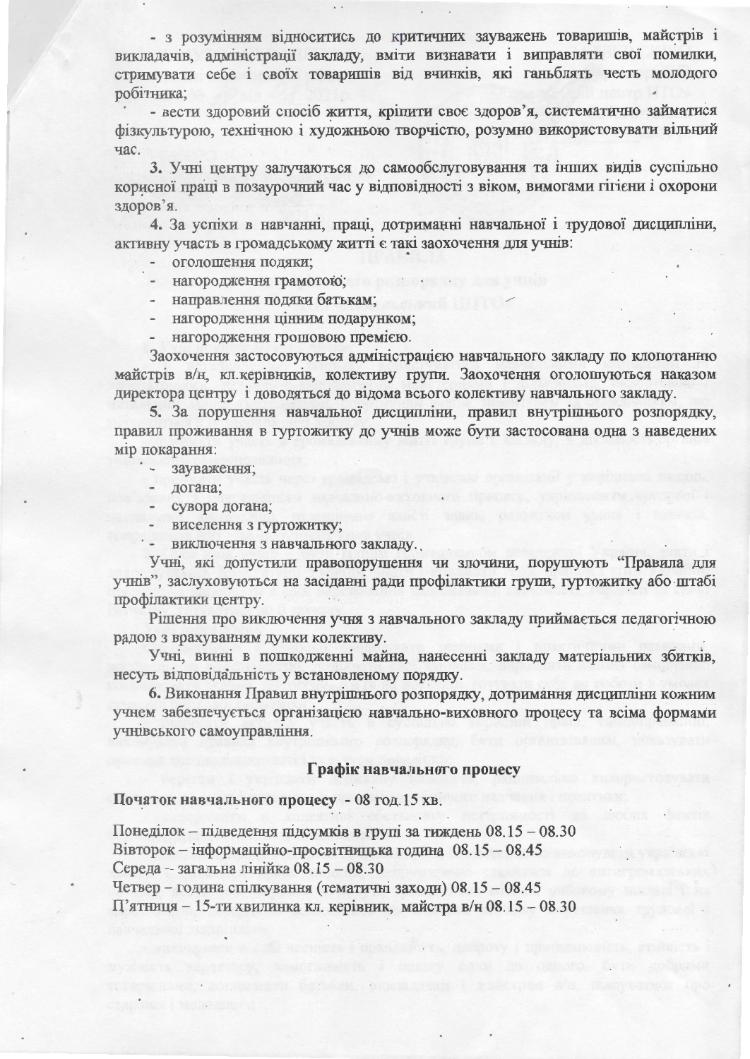- з розумінням відноситись до критичних зауважень товаришів, майстрів і викладачів, адміністрації закладу, вміти визнавати і виправляти свої помилки, стримувати себе і своїх товаришів від вчинків, які ганьблять честь молодого робітника;

- вести здоровий спосіб життя, кріпити своє здоров'я, систематично займатися фізкультурою, технічною і художньою творчістю, розумно використовувати вільний час.

**3.** Учні центру залучаються до самообслуговування та інших видів суспільно корисної праці в позаурочний час у відповідності з віком, вимогами гігієни і охорони здоров'я.

**4.** За успіхи в навчанні, праці, дотриманні навчальної і трудової дисципліни, активну участь в громадському житті є такі заохочення для учнів:

- оголошення подяки;
- нагородження грамотою;
- направлення подяки батькам;
- нагородження цінним подарунком;
- нагородження грошовою премією.

Заохочення застосовуються адміністрацією навчального закладу по клопотанню майстрів в/н, кл.керівників, колективу групи. Заохочення оголошуються наказом директора центру і доводяться до відома всього колективу навчального закладу.

**5.** За порушення навчальної дисципліни, правил внутрішнього розпорядку, правил проживання в гуртожитку до учнів може бути застосована одна з наведених мір покарання:

- зауваження;
- догана;
- сувора догана;
- виселення з гуртожитку;
- виключення з навчального закладу.

Учні, які допустили правопорушення чи злочини, порушують "Правила для учнів", заслуховуються на засіданні ради профілактики групи, гуртожитку або штабі профілактики центру.

Рішення про виключення учня з навчального закладу приймається педагогічною радою з врахуванням думки колективу.

Учні, винні в пошкодженні майна, нанесенні закладу матеріальних збитків, несуть відповідальність у встановленому порядку.

**6.** Виконання Правил внутрішнього розпорядку, дотримання дисципліни кожним учнем забезпечується організацією навчально-виховного процесу та всіма формами учнівського самоуправління.

## Графік навчального процесу

**Початок навчального процесу - 08 год.15 хв.**

Понеділок – підведення підсумків в групі за тиждень 08.15 – 08.30

Вівторок – інформаційно-просвітницька година 08.15 – 08.45

Середа – загальна лінійка 08.15 – 08.30

Четвер – година спілкування (тематичні заходи) 08.15 – 08.45

П'ятниця – 15-ти хвилинка кл. керівник, майстра в/н 08.15 – 08.30